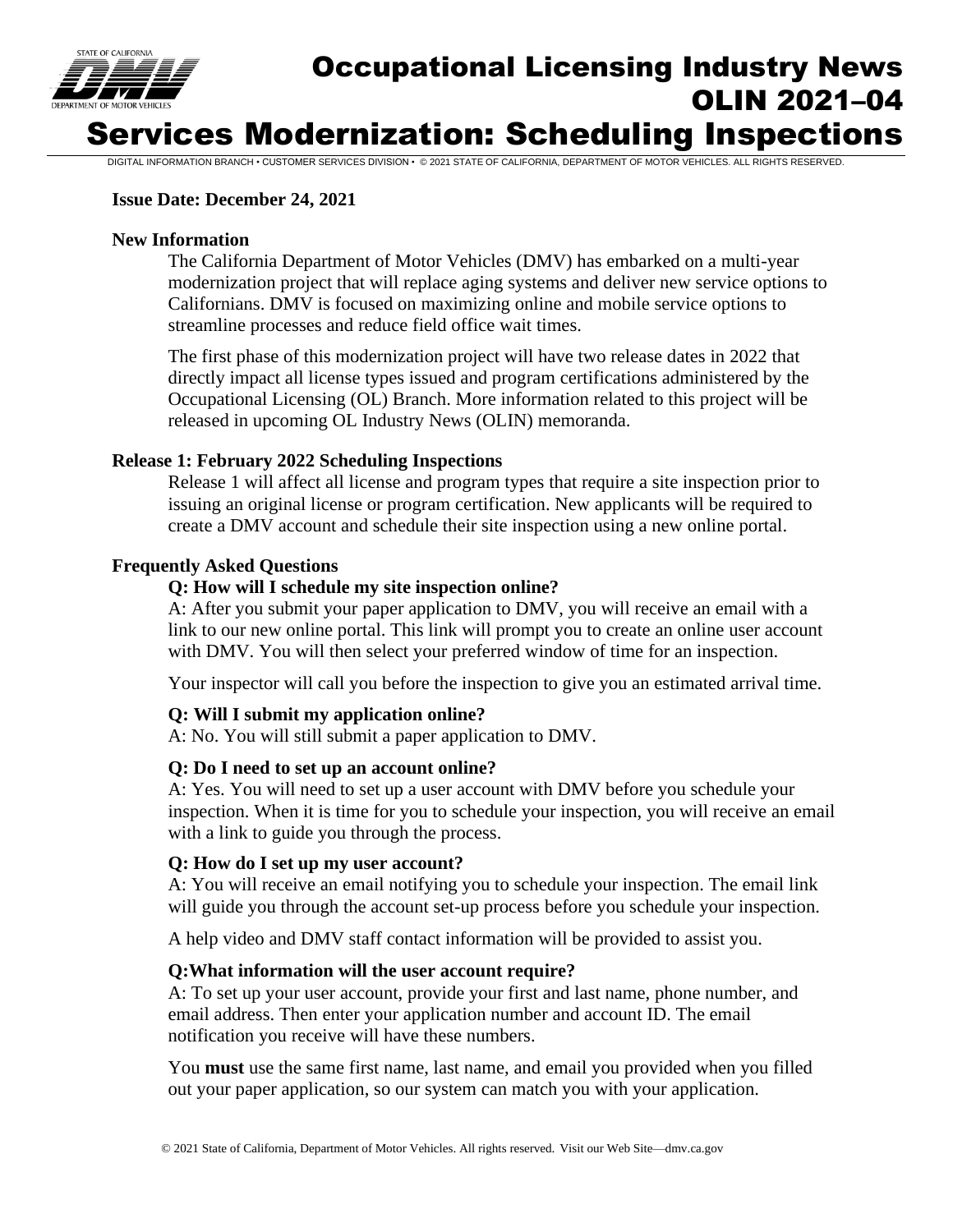# Occupational Licensing Industry News OLIN 2021–04

# Services Modernization: Scheduling Inspections

DIGITAL INFORMATION BRANCH • CUSTOMER SERVICES DIVISION • © 2021 STATE OF CALIFORNIA, DEPARTMENT OF MOTOR VEHICLES. ALL RIGHTS RESERVED.

**Issue Date: December 24, 2021**

## New Information

The California Department of Motor Vehicles (DMV) has embarked on a multi-year modernization project that will replace aging systems and deliver new service options to Californians. DMV is focused on maximizing online and mobile service options to streamline processes and reduce field office wait times.

The first phase of this modernization project will have two release dates in 2022 that directly impact all license types issued and program certifications administered by the Occupational Licensing (OL) Branch. More information related to this project will be released in upcoming OL Industry News (OLIN) memoranda.

## Release 1: February 2022 Scheduling Inspections

Release 1 will affect all license and program types that require a site inspection prior to issuing an original license or program certification. New applicants will be required to create a DMV account and schedule their site inspection using a new online portal.

## Frequently Asked Questions

**Q: How will I schedule my site inspection online?**

A: After you submit your paper application to DMV, you will receive an email with a link to our new online portal. This link will prompt you to create an online user account with DMV. You will then select your preferred window of time for an inspection.

Your inspector will call you before the inspection to give you an estimated arrival time.

**Q: Will I submit my application online?**

A: No. You will still submit a paper application to DMV.

**Q: Do I need to set up an account online?**

A: Yes. You will need to set up a user account with DMV before you schedule your inspection. When it is time for you to schedule your inspection, you will receive an email with a link to guide you through the process.

**Q: How do I set up my user account?**

A: You will receive an email notifying you to schedule your inspection. The email link will guide you through the account set-up process before you schedule your inspection.

A help video and DMV staff contact information will be provided to assist you.

**Q:What information will the user account require?**

A: To set up your user account, provide your first and last name, phone number, and email address. Then enter your application number and account ID. The email notification you receive will have these numbers.

You **must** use the same first name, last name, and email you provided when you filled out your paper application, so our system can match you with your application.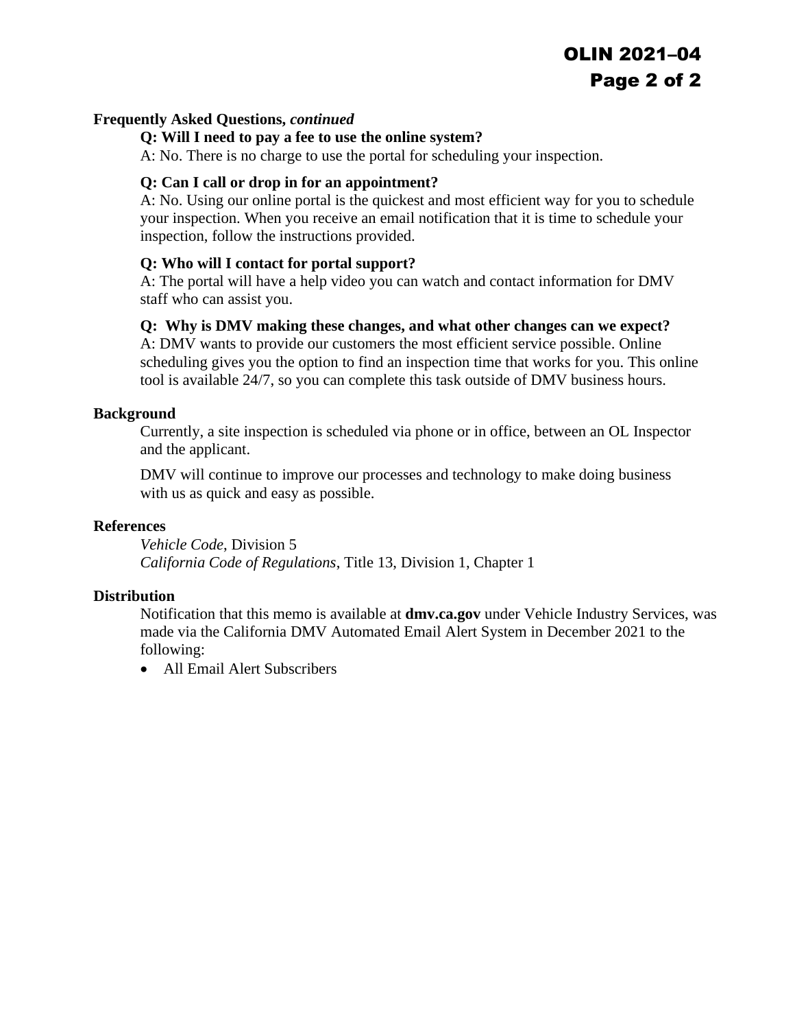**Frequently Asked Questions, *continued***

**Q: Will I need to pay a fee to use the online system?**

A: No. There is no charge to use the portal for scheduling your inspection.

**Q: Can I call or drop in for an appointment?**

A: No. Using our online portal is the quickest and most efficient way for you to schedule your inspection. When you receive an email notification that it is time to schedule your inspection, follow the instructions provided.

**Q: Who will I contact for portal support?**

A: The portal will have a help video you can watch and contact information for DMV staff who can assist you.

**Q: Why is DMV making these changes, and what other changes can we expect?**

A: DMV wants to provide our customers the most efficient service possible. Online scheduling gives you the option to find an inspection time that works for you. This online tool is available 24/7, so you can complete this task outside of DMV business hours.

**Background**

Currently, a site inspection is scheduled via phone or in office, between an OL Inspector and the applicant.

DMV will continue to improve our processes and technology to make doing business with us as quick and easy as possible.

**References**

*Vehicle Code*, Division 5
*California Code of Regulations*, Title 13, Division 1, Chapter 1

**Distribution**

Notification that this memo is available at **dmv.ca.gov** under Vehicle Industry Services, was made via the California DMV Automated Email Alert System in December 2021 to the following:

- All Email Alert Subscribers